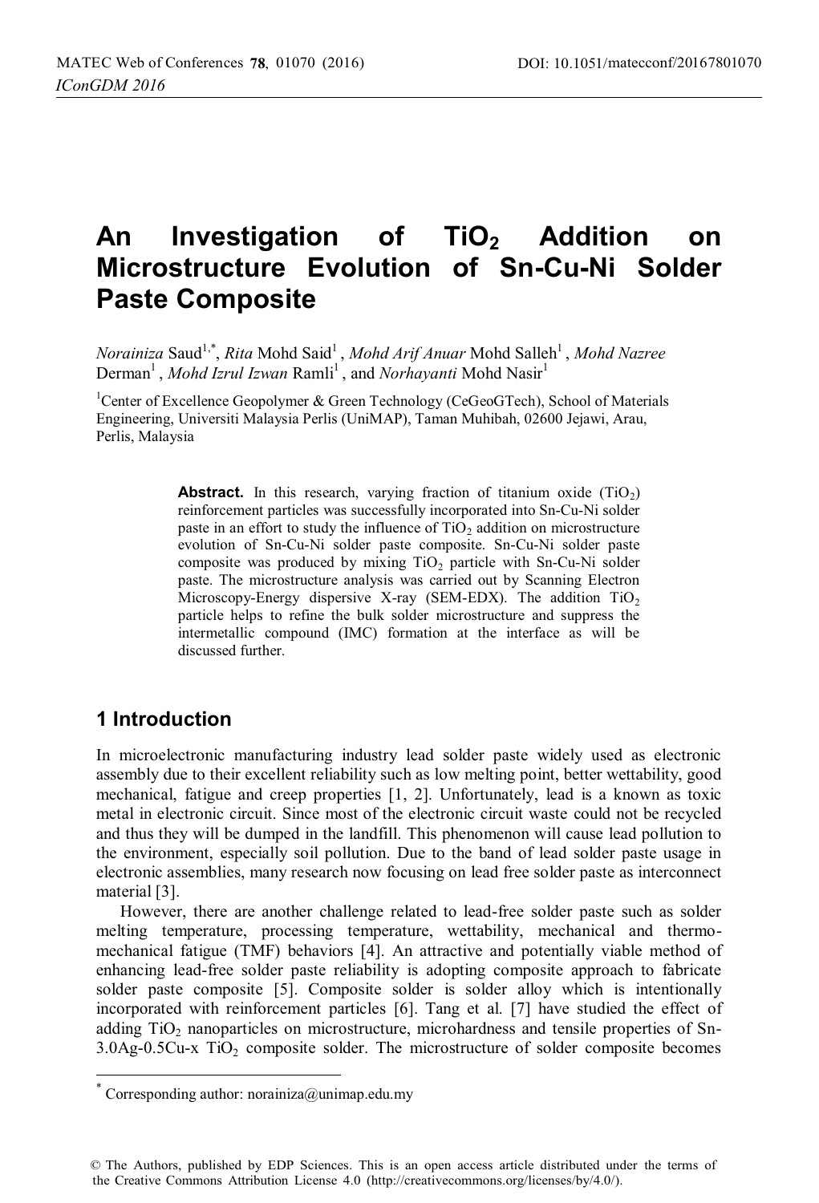# An Investigation of $TiO_2$ Addition on Microstructure Evolution of Sn-Cu-Ni Solder Paste Composite

*Norainiza* Saud[1,*], *Rita* Mohd Said[1], *Mohd Arif Anuar* Mohd Salleh[1], *Mohd Nazree* Derman[1], *Mohd Izrul Izwan* Ramli[1], and *Norhayanti* Mohd Nasir[1]

[1]Center of Excellence Geopolymer & Green Technology (CeGeoGTech), School of Materials Engineering, Universiti Malaysia Perlis (UniMAP), Taman Muhibah, 02600 Jejawi, Arau, Perlis, Malaysia

**Abstract.** In this research, varying fraction of titanium oxide ($TiO_2$) reinforcement particles was successfully incorporated into Sn-Cu-Ni solder paste in an effort to study the influence of $TiO_2$ addition on microstructure evolution of Sn-Cu-Ni solder paste composite. Sn-Cu-Ni solder paste composite was produced by mixing $TiO_2$ particle with Sn-Cu-Ni solder paste. The microstructure analysis was carried out by Scanning Electron Microscopy-Energy dispersive X-ray (SEM-EDX). The addition $TiO_2$ particle helps to refine the bulk solder microstructure and suppress the intermetallic compound (IMC) formation at the interface as will be discussed further.

## 1 Introduction

In microelectronic manufacturing industry lead solder paste widely used as electronic assembly due to their excellent reliability such as low melting point, better wettability, good mechanical, fatigue and creep properties [1, 2]. Unfortunately, lead is a known as toxic metal in electronic circuit. Since most of the electronic circuit waste could not be recycled and thus they will be dumped in the landfill. This phenomenon will cause lead pollution to the environment, especially soil pollution. Due to the band of lead solder paste usage in electronic assemblies, many research now focusing on lead free solder paste as interconnect material [3].

However, there are another challenge related to lead-free solder paste such as solder melting temperature, processing temperature, wettability, mechanical and thermo-mechanical fatigue (TMF) behaviors [4]. An attractive and potentially viable method of enhancing lead-free solder paste reliability is adopting composite approach to fabricate solder paste composite [5]. Composite solder is solder alloy which is intentionally incorporated with reinforcement particles [6]. Tang et al. [7] have studied the effect of adding $TiO_2$ nanoparticles on microstructure, microhardness and tensile properties of Sn-3.0Ag-0.5Cu-x $TiO_2$ composite solder. The microstructure of solder composite becomes

* Corresponding author: norainiza@unimap.edu.my

© The Authors, published by EDP Sciences. This is an open access article distributed under the terms of the Creative Commons Attribution License 4.0 (http://creativecommons.org/licenses/by/4.0/).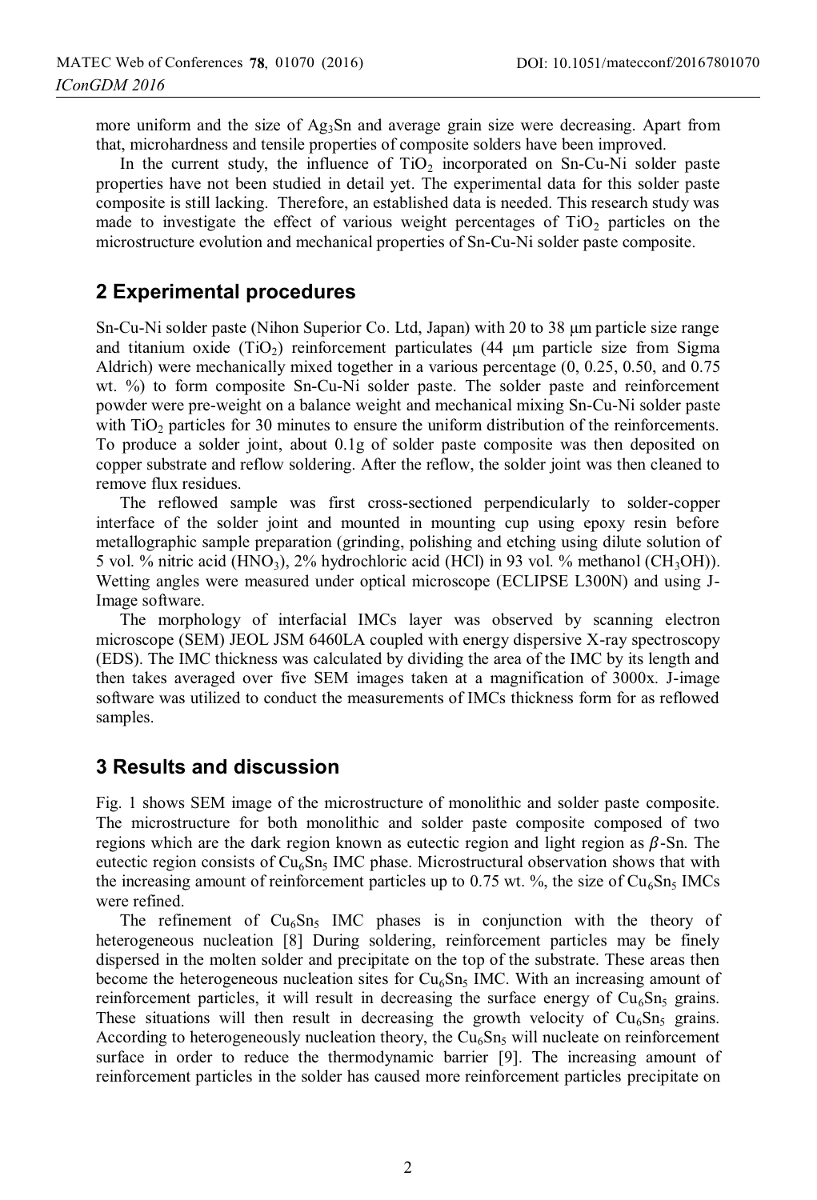more uniform and the size of $Ag_3Sn$ and average grain size were decreasing. Apart from that, microhardness and tensile properties of composite solders have been improved.

In the current study, the influence of $TiO_2$ incorporated on Sn-Cu-Ni solder paste properties have not been studied in detail yet. The experimental data for this solder paste composite is still lacking. Therefore, an established data is needed. This research study was made to investigate the effect of various weight percentages of $TiO_2$ particles on the microstructure evolution and mechanical properties of Sn-Cu-Ni solder paste composite.

## 2 Experimental procedures

Sn-Cu-Ni solder paste (Nihon Superior Co. Ltd, Japan) with 20 to 38 μm particle size range and titanium oxide ($TiO_2$) reinforcement particulates (44 μm particle size from Sigma Aldrich) were mechanically mixed together in a various percentage (0, 0.25, 0.50, and 0.75 wt. %) to form composite Sn-Cu-Ni solder paste. The solder paste and reinforcement powder were pre-weight on a balance weight and mechanical mixing Sn-Cu-Ni solder paste with $TiO_2$ particles for 30 minutes to ensure the uniform distribution of the reinforcements. To produce a solder joint, about 0.1g of solder paste composite was then deposited on copper substrate and reflow soldering. After the reflow, the solder joint was then cleaned to remove flux residues.

The reflowed sample was first cross-sectioned perpendicularly to solder-copper interface of the solder joint and mounted in mounting cup using epoxy resin before metallographic sample preparation (grinding, polishing and etching using dilute solution of 5 vol. % nitric acid ($HNO_3$), 2% hydrochloric acid (HCl) in 93 vol. % methanol ($CH_3OH$)). Wetting angles were measured under optical microscope (ECLIPSE L300N) and using J-Image software.

The morphology of interfacial IMCs layer was observed by scanning electron microscope (SEM) JEOL JSM 6460LA coupled with energy dispersive X-ray spectroscopy (EDS). The IMC thickness was calculated by dividing the area of the IMC by its length and then takes averaged over five SEM images taken at a magnification of 3000x. J-image software was utilized to conduct the measurements of IMCs thickness form for as reflowed samples.

## 3 Results and discussion

Fig. 1 shows SEM image of the microstructure of monolithic and solder paste composite. The microstructure for both monolithic and solder paste composite composed of two regions which are the dark region known as eutectic region and light region as $\beta$-Sn. The eutectic region consists of $Cu_6Sn_5$ IMC phase. Microstructural observation shows that with the increasing amount of reinforcement particles up to 0.75 wt. %, the size of $Cu_6Sn_5$ IMCs were refined.

The refinement of $Cu_6Sn_5$ IMC phases is in conjunction with the theory of heterogeneous nucleation [8] During soldering, reinforcement particles may be finely dispersed in the molten solder and precipitate on the top of the substrate. These areas then become the heterogeneous nucleation sites for $Cu_6Sn_5$ IMC. With an increasing amount of reinforcement particles, it will result in decreasing the surface energy of $Cu_6Sn_5$ grains. These situations will then result in decreasing the growth velocity of $Cu_6Sn_5$ grains. According to heterogeneously nucleation theory, the $Cu_6Sn_5$ will nucleate on reinforcement surface in order to reduce the thermodynamic barrier [9]. The increasing amount of reinforcement particles in the solder has caused more reinforcement particles precipitate on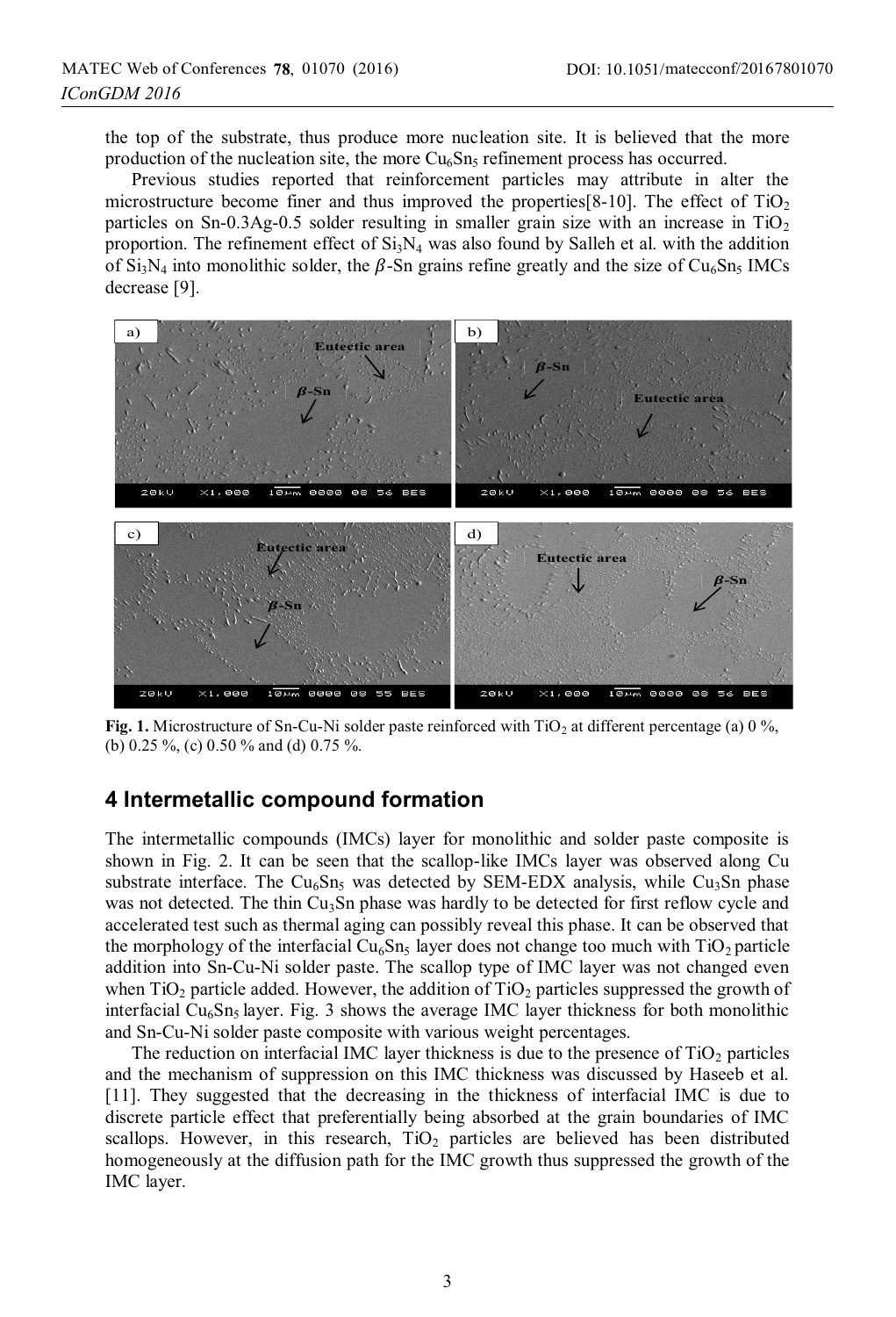the top of the substrate, thus produce more nucleation site. It is believed that the more production of the nucleation site, the more $Cu_6Sn_5$ refinement process has occurred.

Previous studies reported that reinforcement particles may attribute in alter the microstructure become finer and thus improved the properties[8-10]. The effect of $TiO_2$ particles on Sn-0.3Ag-0.5 solder resulting in smaller grain size with an increase in $TiO_2$ proportion. The refinement effect of $Si_3N_4$ was also found by Salleh et al. with the addition of $Si_3N_4$ into monolithic solder, the $\beta$-Sn grains refine greatly and the size of $Cu_6Sn_5$ IMCs decrease [9].

**Fig. 1.** Microstructure of Sn-Cu-Ni solder paste reinforced with $TiO_2$ at different percentage (a) 0 %, (b) 0.25 %, (c) 0.50 % and (d) 0.75 %.

## 4 Intermetallic compound formation

The intermetallic compounds (IMCs) layer for monolithic and solder paste composite is shown in Fig. 2. It can be seen that the scallop-like IMCs layer was observed along Cu substrate interface. The $Cu_6Sn_5$ was detected by SEM-EDX analysis, while $Cu_3Sn$ phase was not detected. The thin $Cu_3Sn$ phase was hardly to be detected for first reflow cycle and accelerated test such as thermal aging can possibly reveal this phase. It can be observed that the morphology of the interfacial $Cu_6Sn_5$ layer does not change too much with $TiO_2$ particle addition into Sn-Cu-Ni solder paste. The scallop type of IMC layer was not changed even when $TiO_2$ particle added. However, the addition of $TiO_2$ particles suppressed the growth of interfacial $Cu_6Sn_5$ layer. Fig. 3 shows the average IMC layer thickness for both monolithic and Sn-Cu-Ni solder paste composite with various weight percentages.

The reduction on interfacial IMC layer thickness is due to the presence of $TiO_2$ particles and the mechanism of suppression on this IMC thickness was discussed by Haseeb et al. [11]. They suggested that the decreasing in the thickness of interfacial IMC is due to discrete particle effect that preferentially being absorbed at the grain boundaries of IMC scallops. However, in this research, $TiO_2$ particles are believed has been distributed homogeneously at the diffusion path for the IMC growth thus suppressed the growth of the IMC layer.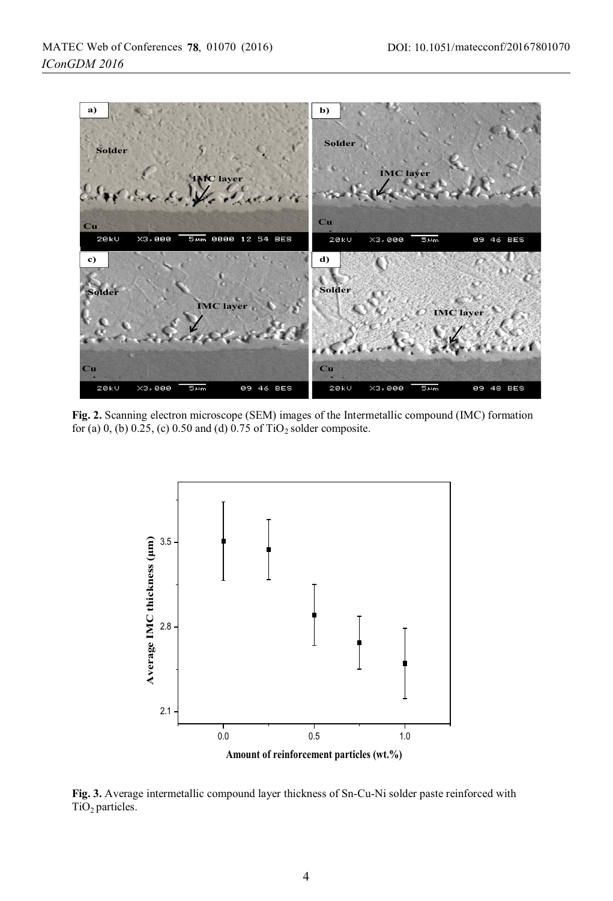**Fig. 2.** Scanning electron microscope (SEM) images of the Intermetallic compound (IMC) formation for (a) 0, (b) 0.25, (c) 0.50 and (d) 0.75 of $TiO_2$ solder composite.

**Fig. 3.** Average intermetallic compound layer thickness of Sn-Cu-Ni solder paste reinforced with $TiO_2$ particles.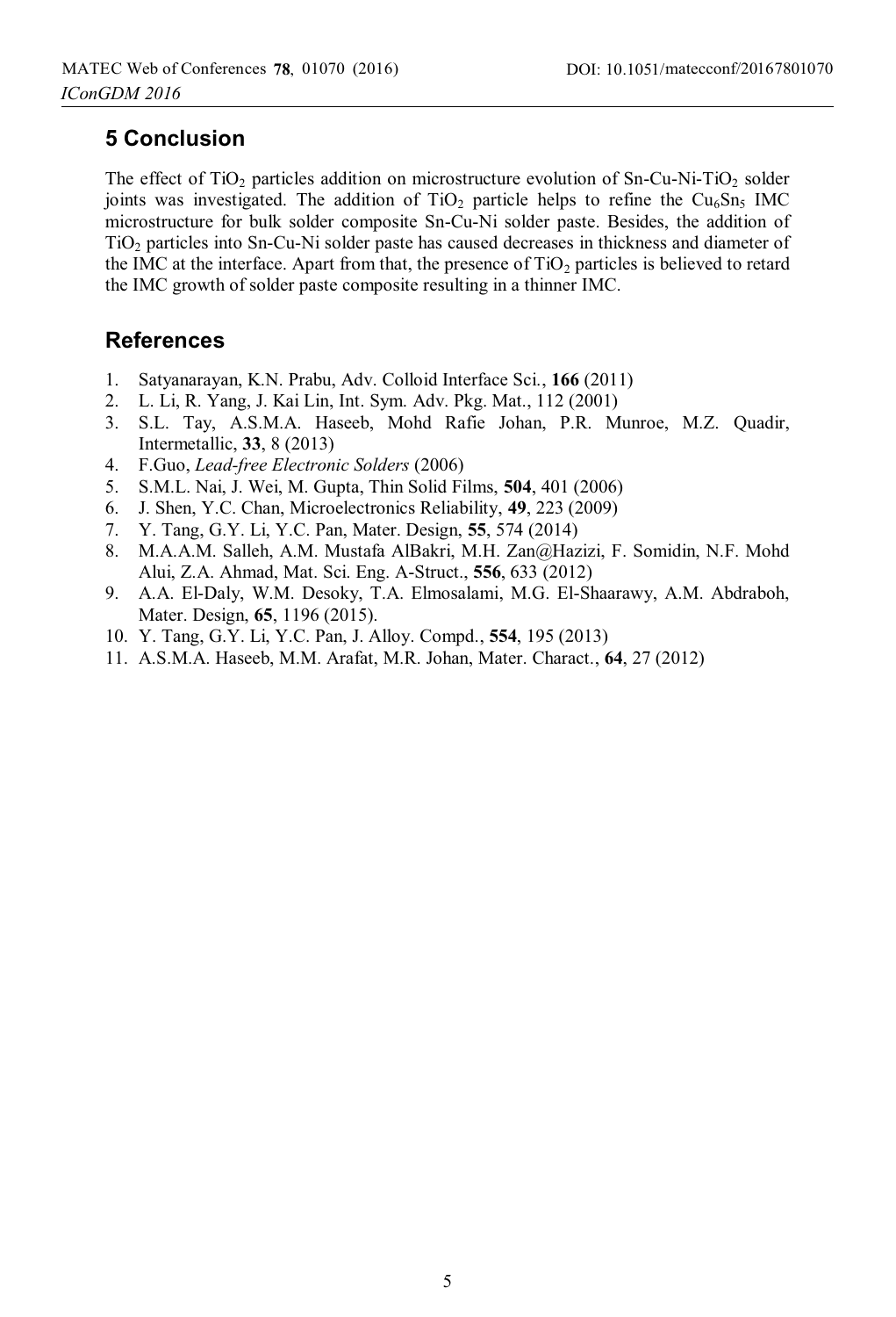## 5 Conclusion

The effect of $TiO_2$ particles addition on microstructure evolution of Sn-Cu-Ni-$TiO_2$ solder joints was investigated. The addition of $TiO_2$ particle helps to refine the $Cu_6Sn_5$ IMC microstructure for bulk solder composite Sn-Cu-Ni solder paste. Besides, the addition of $TiO_2$ particles into Sn-Cu-Ni solder paste has caused decreases in thickness and diameter of the IMC at the interface. Apart from that, the presence of $TiO_2$ particles is believed to retard the IMC growth of solder paste composite resulting in a thinner IMC.

## References

1. Satyanarayan, K.N. Prabu, Adv. Colloid Interface Sci., **166** (2011)
2. L. Li, R. Yang, J. Kai Lin, Int. Sym. Adv. Pkg. Mat., 112 (2001)
3. S.L. Tay, A.S.M.A. Haseeb, Mohd Rafie Johan, P.R. Munroe, M.Z. Quadir, Intermetallic, **33**, 8 (2013)
4. F.Guo, *Lead-free Electronic Solders* (2006)
5. S.M.L. Nai, J. Wei, M. Gupta, Thin Solid Films, **504**, 401 (2006)
6. J. Shen, Y.C. Chan, Microelectronics Reliability, **49**, 223 (2009)
7. Y. Tang, G.Y. Li, Y.C. Pan, Mater. Design, **55**, 574 (2014)
8. M.A.A.M. Salleh, A.M. Mustafa AlBakri, M.H. Zan@Hazizi, F. Somidin, N.F. Mohd Alui, Z.A. Ahmad, Mat. Sci. Eng. A-Struct., **556**, 633 (2012)
9. A.A. El-Daly, W.M. Desoky, T.A. Elmosalami, M.G. El-Shaarawy, A.M. Abdraboh, Mater. Design, **65**, 1196 (2015).
10. Y. Tang, G.Y. Li, Y.C. Pan, J. Alloy. Compd., **554**, 195 (2013)
11. A.S.M.A. Haseeb, M.M. Arafat, M.R. Johan, Mater. Charact., **64**, 27 (2012)